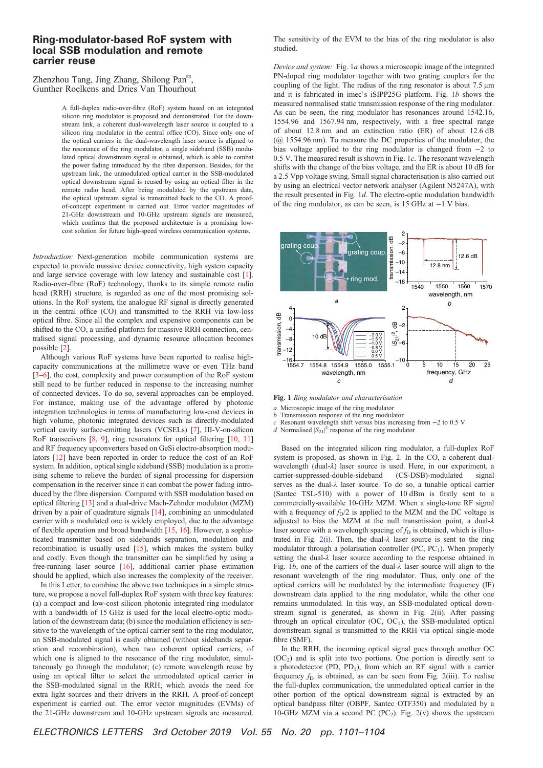# Ring-modulator-based RoF system with local SSB modulation and remote carrier reuse

Zhenzhou Tang, Jing Zhang, Shilong Pan✉, Gunther Roelkens and Dries Van Thourhout

A full-duplex radio-over-fibre (RoF) system based on an integrated silicon ring modulator is proposed and demonstrated. For the downstream link, a coherent dual-wavelength laser source is coupled to a silicon ring modulator in the central office (CO). Since only one of the optical carriers in the dual-wavelength laser source is aligned to the resonance of the ring modulator, a single sideband (SSB) modulated optical downstream signal is obtained, which is able to combat the power fading introduced by the fibre dispersion. Besides, for the upstream link, the unmodulated optical carrier in the SSB-modulated optical downstream signal is reused by using an optical filter in the remote radio head. After being modulated by the upstream data, the optical upstream signal is transmitted back to the CO. A proof-of-concept experiment is carried out. Error vector magnitudes of 21-GHz downstream and 10-GHz upstream signals are measured, which confirms that the proposed architecture is a promising low-cost solution for future high-speed wireless communication systems.

*Introduction:* Next-generation mobile communication systems are expected to provide massive device connectivity, high system capacity and large service coverage with low latency and sustainable cost [1]. Radio-over-fibre (RoF) technology, thanks to its simple remote radio head (RRH) structure, is regarded as one of the most promising solutions. In the RoF system, the analogue RF signal is directly generated in the central office (CO) and transmitted to the RRH via low-loss optical fibre. Since all the complex and expensive components can be shifted to the CO, a unified platform for massive RRH connection, centralised signal processing, and dynamic resource allocation becomes possible [2].

Although various RoF systems have been reported to realise high-capacity communications at the millimetre wave or even THz band [3–6], the cost, complexity and power consumption of the RoF system still need to be further reduced in response to the increasing number of connected devices. To do so, several approaches can be employed. For instance, making use of the advantage offered by photonic integration technologies in terms of manufacturing low-cost devices in high volume, photonic integrated devices such as directly-modulated vertical cavity surface-emitting lasers (VCSELs) [7], III-V-on-silicon RoF transceivers [8, 9], ring resonators for optical filtering [10, 11] and RF frequency upconverters based on GeSi electro-absorption modulators [12] have been reported in order to reduce the cost of an RoF system. In addition, optical single sideband (SSB) modulation is a promising scheme to relieve the burden of signal processing for dispersion compensation in the receiver since it can combat the power fading introduced by the fibre dispersion. Compared with SSB modulation based on optical filtering [13] and a dual-drive Mach-Zehnder modulator (MZM) driven by a pair of quadrature signals [14], combining an unmodulated carrier with a modulated one is widely employed, due to the advantage of flexible operation and broad bandwidth [15, 16]. However, a sophisticated transmitter based on sidebands separation, modulation and recombination is usually used [15], which makes the system bulky and costly. Even though the transmitter can be simplified by using a free-running laser source [16], additional carrier phase estimation should be applied, which also increases the complexity of the receiver.

In this Letter, to combine the above two techniques in a simple structure, we propose a novel full-duplex RoF system with three key features: (a) a compact and low-cost silicon photonic integrated ring modulator with a bandwidth of 15 GHz is used for the local electro-optic modulation of the downstream data; (b) since the modulation efficiency is sensitive to the wavelength of the optical carrier sent to the ring modulator, an SSB-modulated signal is easily obtained (without sidebands separation and recombination), when two coherent optical carriers, of which one is aligned to the resonance of the ring modulator, simultaneously go through the modulator; (c) remote wavelength reuse by using an optical filter to select the unmodulated optical carrier in the SSB-modulated signal in the RRH, which avoids the need for extra light sources and their drivers in the RRH. A proof-of-concept experiment is carried out. The error vector magnitudes (EVMs) of the 21-GHz downstream and 10-GHz upstream signals are measured. The sensitivity of the EVM to the bias of the ring modulator is also studied.

*Device and system:* Fig. 1*a* shows a microscopic image of the integrated PN-doped ring modulator together with two grating couplers for the coupling of the light. The radius of the ring resonator is about 7.5 µm and it is fabricated in imec's iSIPP25G platform. Fig. 1*b* shows the measured normalised static transmission response of the ring modulator. As can be seen, the ring modulator has resonances around 1542.16, 1554.96 and 1567.94 nm, respectively, with a free spectral range of about 12.8 nm and an extinction ratio (ER) of about 12.6 dB (@ 1554.96 nm). To measure the DC properties of the modulator, the bias voltage applied to the ring modulator is changed from −2 to 0.5 V. The measured result is shown in Fig. 1*c*. The resonant wavelength shifts with the change of the bias voltage, and the ER is about 10 dB for a 2.5 Vpp voltage swing. Small signal characterisation is also carried out by using an electrical vector network analyser (Agilent N5247A), with the result presented in Fig. 1*d*. The electro-optic modulation bandwidth of the ring modulator, as can be seen, is 15 GHz at −1 V bias.

**Fig. 1** *Ring modulator and characterisation*

*a* Microscopic image of the ring modulator
*b* Transmission response of the ring modulator
*c* Resonant wavelength shift versus bias increasing from −2 to 0.5 V
*d* Normalised $|S_{21}|^2$ response of the ring modulator

Based on the integrated silicon ring modulator, a full-duplex RoF system is proposed, as shown in Fig. 2. In the CO, a coherent dual-wavelength (dual-λ) laser source is used. Here, in our experiment, a carrier-suppressed-double-sideband (CS-DSB)-modulated signal serves as the dual-λ laser source. To do so, a tunable optical carrier (Santec TSL-510) with a power of 10 dBm is firstly sent to a commercially-available 10-GHz MZM. When a single-tone RF signal with a frequency of $f_D/2$ is applied to the MZM and the DC voltage is adjusted to bias the MZM at the null transmission point, a dual-λ laser source with a wavelength spacing of $f_D$ is obtained, which is illustrated in Fig. 2(i). Then, the dual-λ laser source is sent to the ring modulator through a polarisation controller (PC, $PC_1$). When properly setting the dual-λ laser source according to the response obtained in Fig. 1*b*, one of the carriers of the dual-λ laser source will align to the resonant wavelength of the ring modulator. Thus, only one of the optical carriers will be modulated by the intermediate frequency (IF) downstream data applied to the ring modulator, while the other one remains unmodulated. In this way, an SSB-modulated optical downstream signal is generated, as shown in Fig. 2(ii). After passing through an optical circulator (OC, $OC_1$), the SSB-modulated optical downstream signal is transmitted to the RRH via optical single-mode fibre (SMF).

In the RRH, the incoming optical signal goes through another OC ($OC_2$) and is split into two portions. One portion is directly sent to a photodetector (PD, $PD_1$), from which an RF signal with a carrier frequency $f_D$ is obtained, as can be seen from Fig. 2(iii). To realise the full-duplex communication, the unmodulated optical carrier in the other portion of the optical downstream signal is extracted by an optical bandpass filter (OBPF, Santec OTF350) and modulated by a 10-GHz MZM via a second PC ($PC_2$). Fig. 2(v) shows the upstream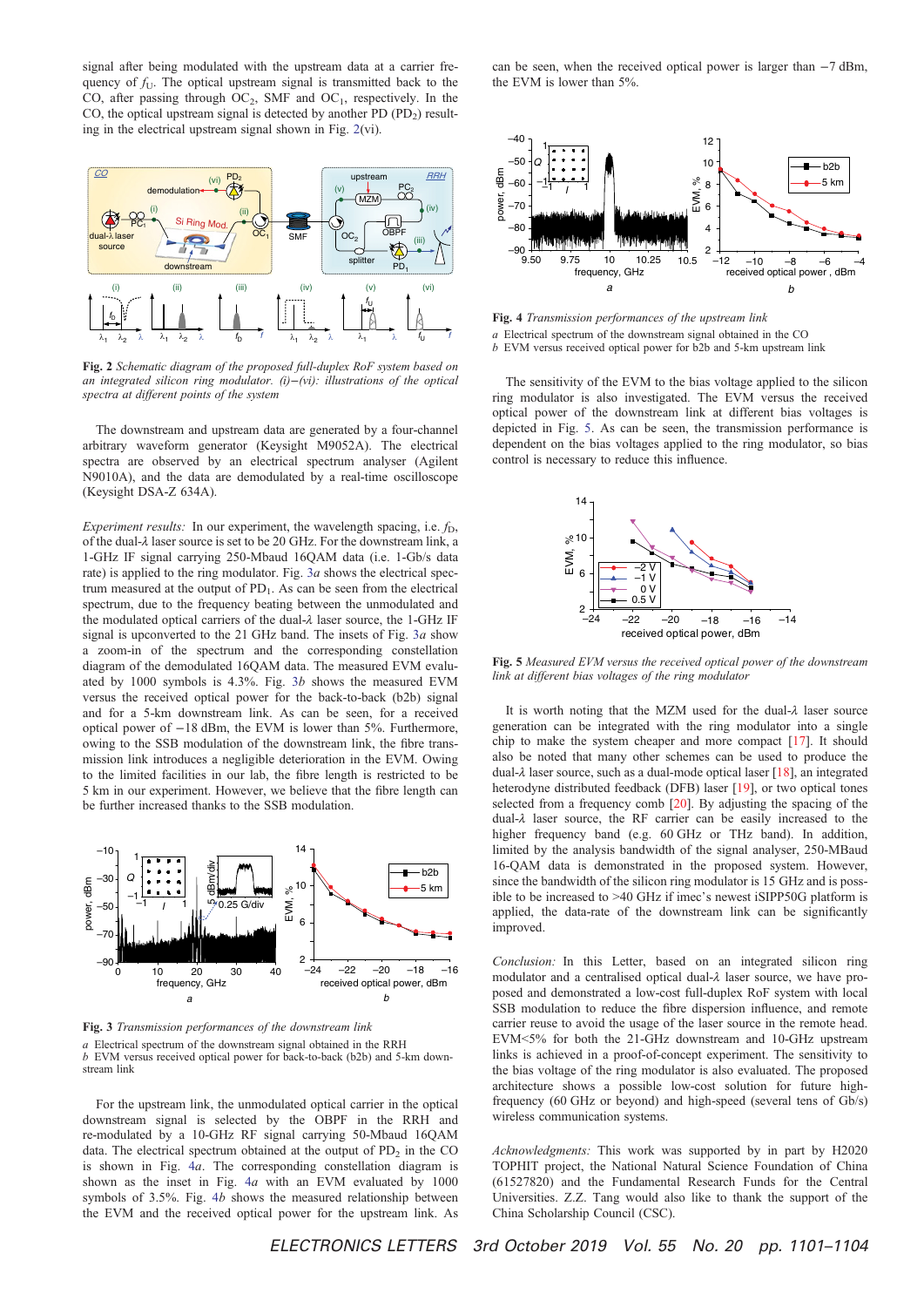signal after being modulated with the upstream data at a carrier frequency of $f_U$. The optical upstream signal is transmitted back to the CO, after passing through $OC_2$, SMF and $OC_1$, respectively. In the CO, the optical upstream signal is detected by another PD ($PD_2$) resulting in the electrical upstream signal shown in Fig. 2(vi).

**Fig. 2** *Schematic diagram of the proposed full-duplex RoF system based on an integrated silicon ring modulator. (i)–(vi): illustrations of the optical spectra at different points of the system*

The downstream and upstream data are generated by a four-channel arbitrary waveform generator (Keysight M9052A). The electrical spectra are observed by an electrical spectrum analyser (Agilent N9010A), and the data are demodulated by a real-time oscilloscope (Keysight DSA-Z 634A).

*Experiment results:* In our experiment, the wavelength spacing, i.e. $f_D$, of the dual-$\lambda$ laser source is set to be 20 GHz. For the downstream link, a 1-GHz IF signal carrying 250-Mbaud 16QAM data (i.e. 1-Gb/s data rate) is applied to the ring modulator. Fig. 3*a* shows the electrical spectrum measured at the output of $PD_1$. As can be seen from the electrical spectrum, due to the frequency beating between the unmodulated and the modulated optical carriers of the dual-$\lambda$ laser source, the 1-GHz IF signal is upconverted to the 21 GHz band. The insets of Fig. 3*a* show a zoom-in of the spectrum and the corresponding constellation diagram of the demodulated 16QAM data. The measured EVM evaluated by 1000 symbols is 4.3%. Fig. 3*b* shows the measured EVM versus the received optical power for the back-to-back (b2b) signal and for a 5-km downstream link. As can be seen, for a received optical power of −18 dBm, the EVM is lower than 5%. Furthermore, owing to the SSB modulation of the downstream link, the fibre transmission link introduces a negligible deterioration in the EVM. Owing to the limited facilities in our lab, the fibre length is restricted to be 5 km in our experiment. However, we believe that the fibre length can be further increased thanks to the SSB modulation.

**Fig. 3** *Transmission performances of the downstream link*
*a* Electrical spectrum of the downstream signal obtained in the RRH
*b* EVM versus received optical power for back-to-back (b2b) and 5-km downstream link

For the upstream link, the unmodulated optical carrier in the optical downstream signal is selected by the OBPF in the RRH and re-modulated by a 10-GHz RF signal carrying 50-Mbaud 16QAM data. The electrical spectrum obtained at the output of $PD_2$ in the CO is shown in Fig. 4*a*. The corresponding constellation diagram is shown as the inset in Fig. 4*a* with an EVM evaluated by 1000 symbols of 3.5%. Fig. 4*b* shows the measured relationship between the EVM and the received optical power for the upstream link. As can be seen, when the received optical power is larger than −7 dBm, the EVM is lower than 5%.

**Fig. 4** *Transmission performances of the upstream link*
*a* Electrical spectrum of the downstream signal obtained in the CO
*b* EVM versus received optical power for b2b and 5-km upstream link

The sensitivity of the EVM to the bias voltage applied to the silicon ring modulator is also investigated. The EVM versus the received optical power of the downstream link at different bias voltages is depicted in Fig. 5. As can be seen, the transmission performance is dependent on the bias voltages applied to the ring modulator, so bias control is necessary to reduce this influence.

**Fig. 5** *Measured EVM versus the received optical power of the downstream link at different bias voltages of the ring modulator*

It is worth noting that the MZM used for the dual-$\lambda$ laser source generation can be integrated with the ring modulator into a single chip to make the system cheaper and more compact [17]. It should also be noted that many other schemes can be used to produce the dual-$\lambda$ laser source, such as a dual-mode optical laser [18], an integrated heterodyne distributed feedback (DFB) laser [19], or two optical tones selected from a frequency comb [20]. By adjusting the spacing of the dual-$\lambda$ laser source, the RF carrier can be easily increased to the higher frequency band (e.g. 60 GHz or THz band). In addition, limited by the analysis bandwidth of the signal analyser, 250-MBaud 16-QAM data is demonstrated in the proposed system. However, since the bandwidth of the silicon ring modulator is 15 GHz and is possible to be increased to >40 GHz if imec's newest iSIPP50G platform is applied, the data-rate of the downstream link can be significantly improved.

*Conclusion:* In this Letter, based on an integrated silicon ring modulator and a centralised optical dual-$\lambda$ laser source, we have proposed and demonstrated a low-cost full-duplex RoF system with local SSB modulation to reduce the fibre dispersion influence, and remote carrier reuse to avoid the usage of the laser source in the remote head. EVM<5% for both the 21-GHz downstream and 10-GHz upstream links is achieved in a proof-of-concept experiment. The sensitivity to the bias voltage of the ring modulator is also evaluated. The proposed architecture shows a possible low-cost solution for future high-frequency (60 GHz or beyond) and high-speed (several tens of Gb/s) wireless communication systems.

*Acknowledgments:* This work was supported by in part by H2020 TOPHIT project, the National Natural Science Foundation of China (61527820) and the Fundamental Research Funds for the Central Universities. Z.Z. Tang would also like to thank the support of the China Scholarship Council (CSC).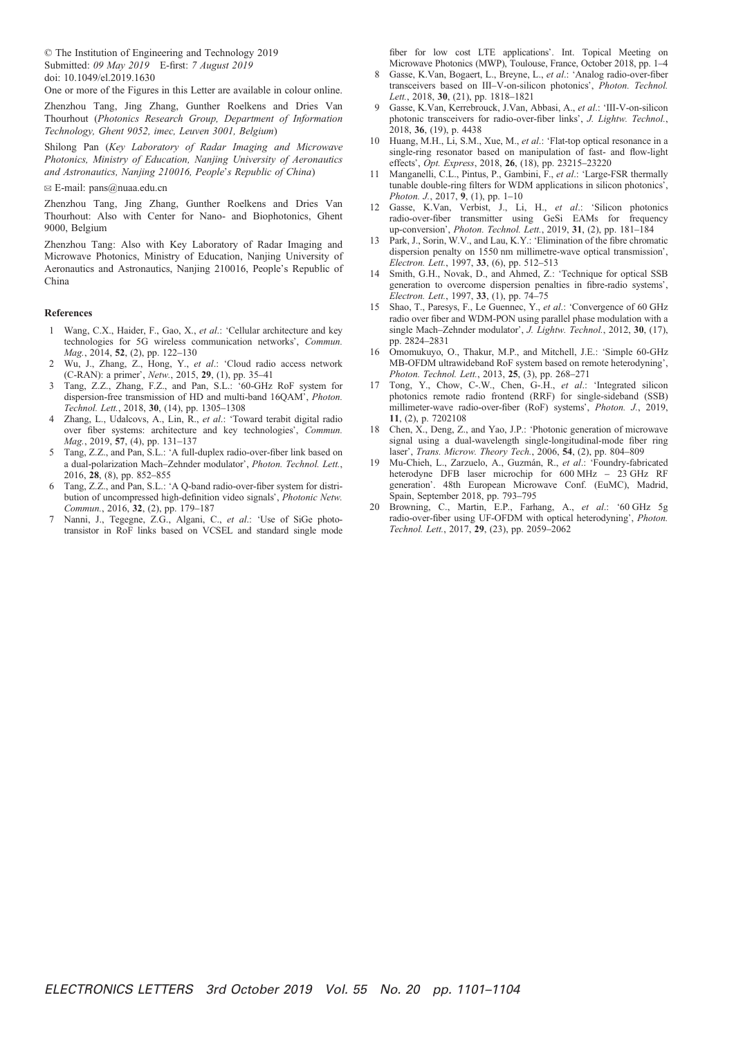© The Institution of Engineering and Technology 2019

Submitted: *09 May 2019* E-first: *7 August 2019*

doi: 10.1049/el.2019.1630

One or more of the Figures in this Letter are available in colour online.

Zhenzhou Tang, Jing Zhang, Gunther Roelkens and Dries Van Thourhout (*Photonics Research Group, Department of Information Technology, Ghent 9052, imec, Leuven 3001, Belgium*)

Shilong Pan (*Key Laboratory of Radar Imaging and Microwave Photonics, Ministry of Education, Nanjing University of Aeronautics and Astronautics, Nanjing 210016, People's Republic of China*)

✉ E-mail: pans@nuaa.edu.cn

Zhenzhou Tang, Jing Zhang, Gunther Roelkens and Dries Van Thourhout: Also with Center for Nano- and Biophotonics, Ghent 9000, Belgium

Zhenzhou Tang: Also with Key Laboratory of Radar Imaging and Microwave Photonics, Ministry of Education, Nanjing University of Aeronautics and Astronautics, Nanjing 210016, People's Republic of China

## References

1. Wang, C.X., Haider, F., Gao, X., *et al.*: 'Cellular architecture and key technologies for 5G wireless communication networks', *Commun. Mag.*, 2014, **52**, (2), pp. 122–130
2. Wu, J., Zhang, Z., Hong, Y., *et al.*: 'Cloud radio access network (C-RAN): a primer', *Netw.*, 2015, **29**, (1), pp. 35–41
3. Tang, Z.Z., Zhang, F.Z., and Pan, S.L.: '60-GHz RoF system for dispersion-free transmission of HD and multi-band 16QAM', *Photon. Technol. Lett.*, 2018, **30**, (14), pp. 1305–1308
4. Zhang, L., Udalcovs, A., Lin, R., *et al.*: 'Toward terabit digital radio over fiber systems: architecture and key technologies', *Commun. Mag.*, 2019, **57**, (4), pp. 131–137
5. Tang, Z.Z., and Pan, S.L.: 'A full-duplex radio-over-fiber link based on a dual-polarization Mach–Zehnder modulator', *Photon. Technol. Lett.*, 2016, **28**, (8), pp. 852–855
6. Tang, Z.Z., and Pan, S.L.: 'A Q-band radio-over-fiber system for distribution of uncompressed high-definition video signals', *Photonic Netw. Commun.*, 2016, **32**, (2), pp. 179–187
7. Nanni, J., Tegegne, Z.G., Algani, C., *et al.*: 'Use of SiGe phototransistor in RoF links based on VCSEL and standard single mode fiber for low cost LTE applications'. Int. Topical Meeting on Microwave Photonics (MWP), Toulouse, France, October 2018, pp. 1–4
8. Gasse, K.Van, Bogaert, L., Breyne, L., *et al.*: 'Analog radio-over-fiber transceivers based on III–V-on-silicon photonics', *Photon. Technol. Lett.*, 2018, **30**, (21), pp. 1818–1821
9. Gasse, K.Van, Kerrebrouck, J.Van, Abbasi, A., *et al.*: 'III-V-on-silicon photonic transceivers for radio-over-fiber links', *J. Lightw. Technol.*, 2018, **36**, (19), p. 4438
10. Huang, M.H., Li, S.M., Xue, M., *et al.*: 'Flat-top optical resonance in a single-ring resonator based on manipulation of fast- and flow-light effects', *Opt. Express*, 2018, **26**, (18), pp. 23215–23220
11. Manganelli, C.L., Pintus, P., Gambini, F., *et al.*: 'Large-FSR thermally tunable double-ring filters for WDM applications in silicon photonics', *Photon. J.*, 2017, **9**, (1), pp. 1–10
12. Gasse, K.Van, Verbist, J., Li, H., *et al.*: 'Silicon photonics radio-over-fiber transmitter using GeSi EAMs for frequency up-conversion', *Photon. Technol. Lett.*, 2019, **31**, (2), pp. 181–184
13. Park, J., Sorin, W.V., and Lau, K.Y.: 'Elimination of the fibre chromatic dispersion penalty on 1550 nm millimetre-wave optical transmission', *Electron. Lett.*, 1997, **33**, (6), pp. 512–513
14. Smith, G.H., Novak, D., and Ahmed, Z.: 'Technique for optical SSB generation to overcome dispersion penalties in fibre-radio systems', *Electron. Lett.*, 1997, **33**, (1), pp. 74–75
15. Shao, T., Paresys, F., Le Guennec, Y., *et al.*: 'Convergence of 60 GHz radio over fiber and WDM-PON using parallel phase modulation with a single Mach–Zehnder modulator', *J. Lightw. Technol.*, 2012, **30**, (17), pp. 2824–2831
16. Omomukuyo, O., Thakur, M.P., and Mitchell, J.E.: 'Simple 60-GHz MB-OFDM ultrawideband RoF system based on remote heterodyning', *Photon. Technol. Lett.*, 2013, **25**, (3), pp. 268–271
17. Tong, Y., Chow, C.-W., Chen, G.-H., *et al.*: 'Integrated silicon photonics remote radio frontend (RRF) for single-sideband (SSB) millimeter-wave radio-over-fiber (RoF) systems', *Photon. J.*, 2019, **11**, (2), p. 7202108
18. Chen, X., Deng, Z., and Yao, J.P.: 'Photonic generation of microwave signal using a dual-wavelength single-longitudinal-mode fiber ring laser', *Trans. Microw. Theory Tech.*, 2006, **54**, (2), pp. 804–809
19. Mu-Chieh, L., Zarzuelo, A., Guzmán, R., *et al.*: 'Foundry-fabricated heterodyne DFB laser microchip for 600 MHz – 23 GHz RF generation'. 48th European Microwave Conf. (EuMC), Madrid, Spain, September 2018, pp. 793–795
20. Browning, C., Martin, E.P., Farhang, A., *et al.*: '60 GHz 5g radio-over-fiber using UF-OFDM with optical heterodyning', *Photon. Technol. Lett.*, 2017, **29**, (23), pp. 2059–2062